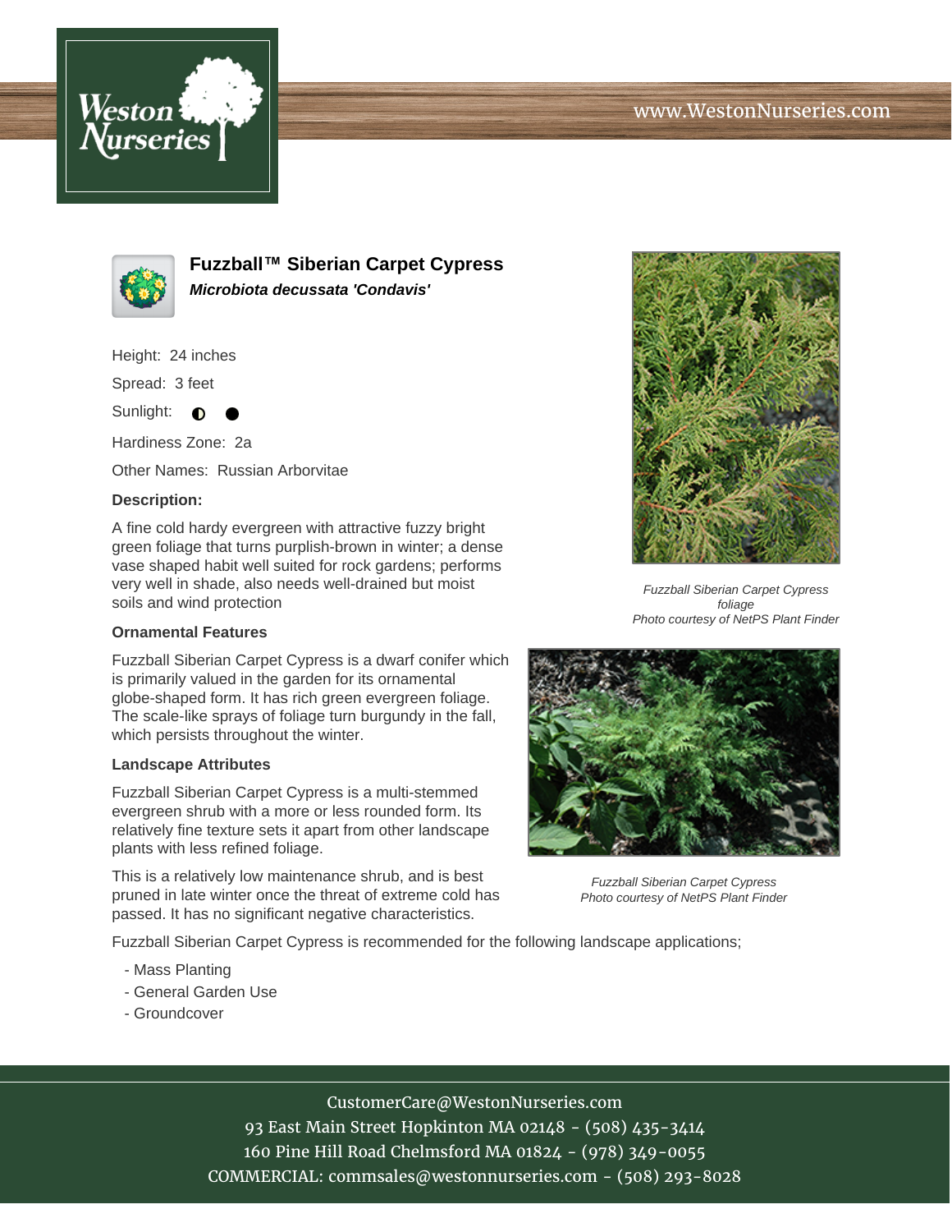# Fuzzball™ Siberian Carpet Cypress

***Microbiota decussata 'Condavis'***

Height: 24 inches

Spread: 3 feet

Sunlight: ◐ ●

Hardiness Zone: 2a

Other Names: Russian Arborvitae

**Description:**

A fine cold hardy evergreen with attractive fuzzy bright green foliage that turns purplish-brown in winter; a dense vase shaped habit well suited for rock gardens; performs very well in shade, also needs well-drained but moist soils and wind protection

### Ornamental Features

Fuzzball Siberian Carpet Cypress is a dwarf conifer which is primarily valued in the garden for its ornamental globe-shaped form. It has rich green evergreen foliage. The scale-like sprays of foliage turn burgundy in the fall, which persists throughout the winter.

### Landscape Attributes

Fuzzball Siberian Carpet Cypress is a multi-stemmed evergreen shrub with a more or less rounded form. Its relatively fine texture sets it apart from other landscape plants with less refined foliage.

This is a relatively low maintenance shrub, and is best pruned in late winter once the threat of extreme cold has passed. It has no significant negative characteristics.

Fuzzball Siberian Carpet Cypress is recommended for the following landscape applications;

- Mass Planting
- General Garden Use
- Groundcover

*Fuzzball Siberian Carpet Cypress foliage*
*Photo courtesy of NetPS Plant Finder*

*Fuzzball Siberian Carpet Cypress*
*Photo courtesy of NetPS Plant Finder*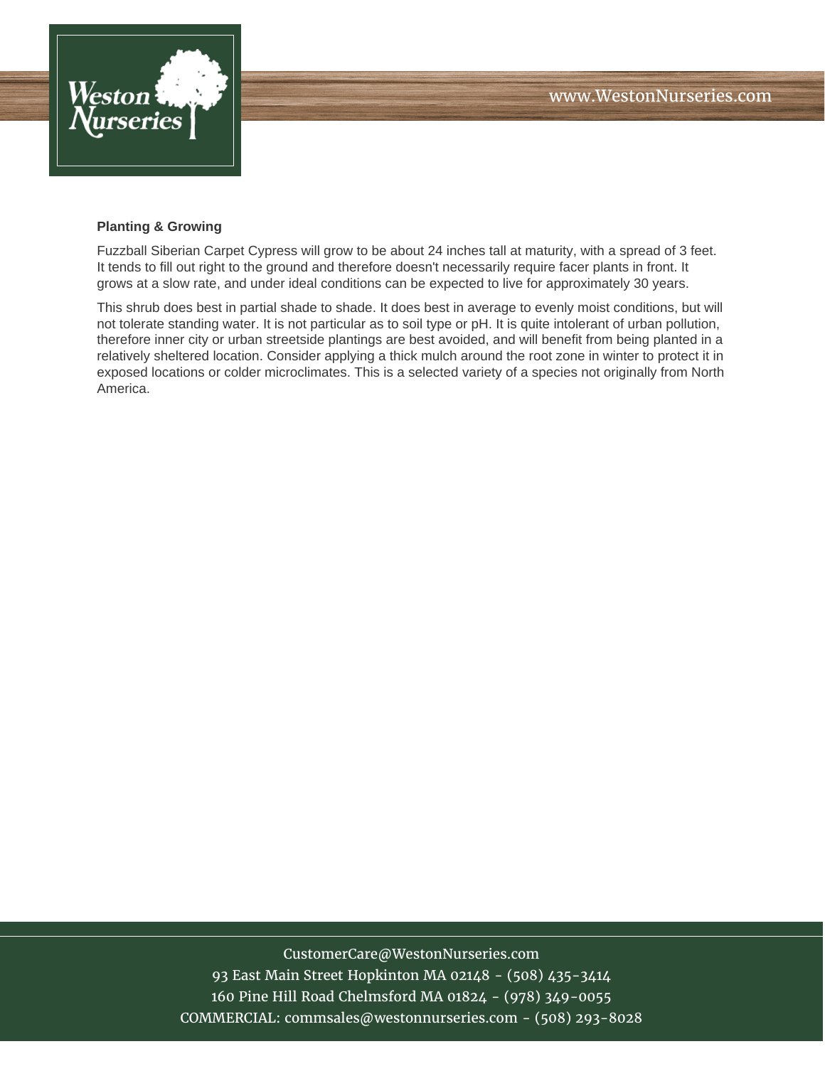**Planting & Growing**

Fuzzball Siberian Carpet Cypress will grow to be about 24 inches tall at maturity, with a spread of 3 feet. It tends to fill out right to the ground and therefore doesn't necessarily require facer plants in front. It grows at a slow rate, and under ideal conditions can be expected to live for approximately 30 years.

This shrub does best in partial shade to shade. It does best in average to evenly moist conditions, but will not tolerate standing water. It is not particular as to soil type or pH. It is quite intolerant of urban pollution, therefore inner city or urban streetside plantings are best avoided, and will benefit from being planted in a relatively sheltered location. Consider applying a thick mulch around the root zone in winter to protect it in exposed locations or colder microclimates. This is a selected variety of a species not originally from North America.